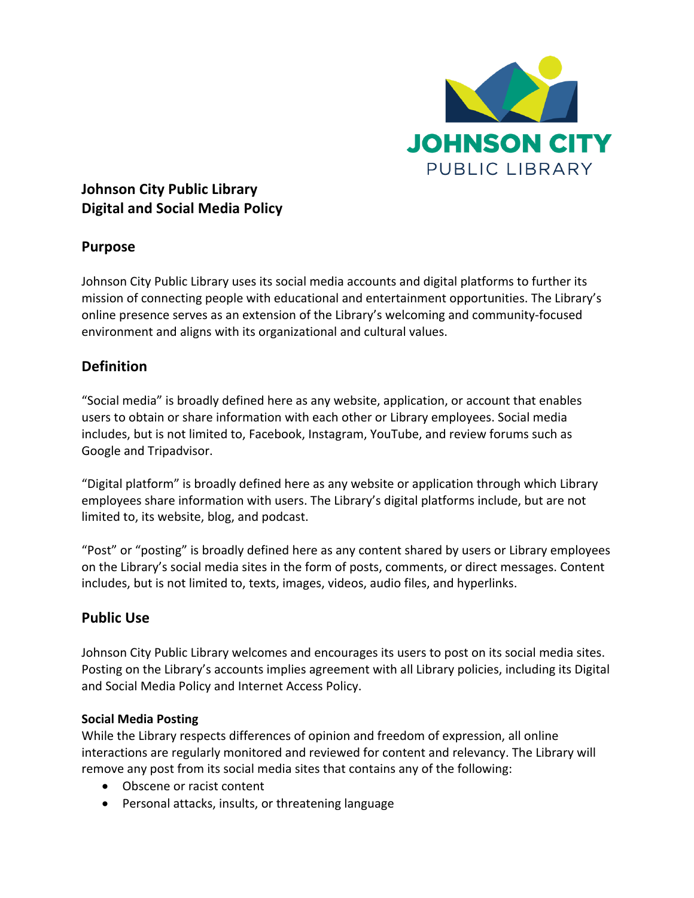# Johnson City Public Library
# Digital and Social Media Policy

## Purpose

Johnson City Public Library uses its social media accounts and digital platforms to further its mission of connecting people with educational and entertainment opportunities. The Library's online presence serves as an extension of the Library's welcoming and community-focused environment and aligns with its organizational and cultural values.

## Definition

"Social media" is broadly defined here as any website, application, or account that enables users to obtain or share information with each other or Library employees. Social media includes, but is not limited to, Facebook, Instagram, YouTube, and review forums such as Google and Tripadvisor.

"Digital platform" is broadly defined here as any website or application through which Library employees share information with users. The Library's digital platforms include, but are not limited to, its website, blog, and podcast.

"Post" or "posting" is broadly defined here as any content shared by users or Library employees on the Library's social media sites in the form of posts, comments, or direct messages. Content includes, but is not limited to, texts, images, videos, audio files, and hyperlinks.

## Public Use

Johnson City Public Library welcomes and encourages its users to post on its social media sites. Posting on the Library's accounts implies agreement with all Library policies, including its Digital and Social Media Policy and Internet Access Policy.

### Social Media Posting

While the Library respects differences of opinion and freedom of expression, all online interactions are regularly monitored and reviewed for content and relevancy. The Library will remove any post from its social media sites that contains any of the following:

- Obscene or racist content
- Personal attacks, insults, or threatening language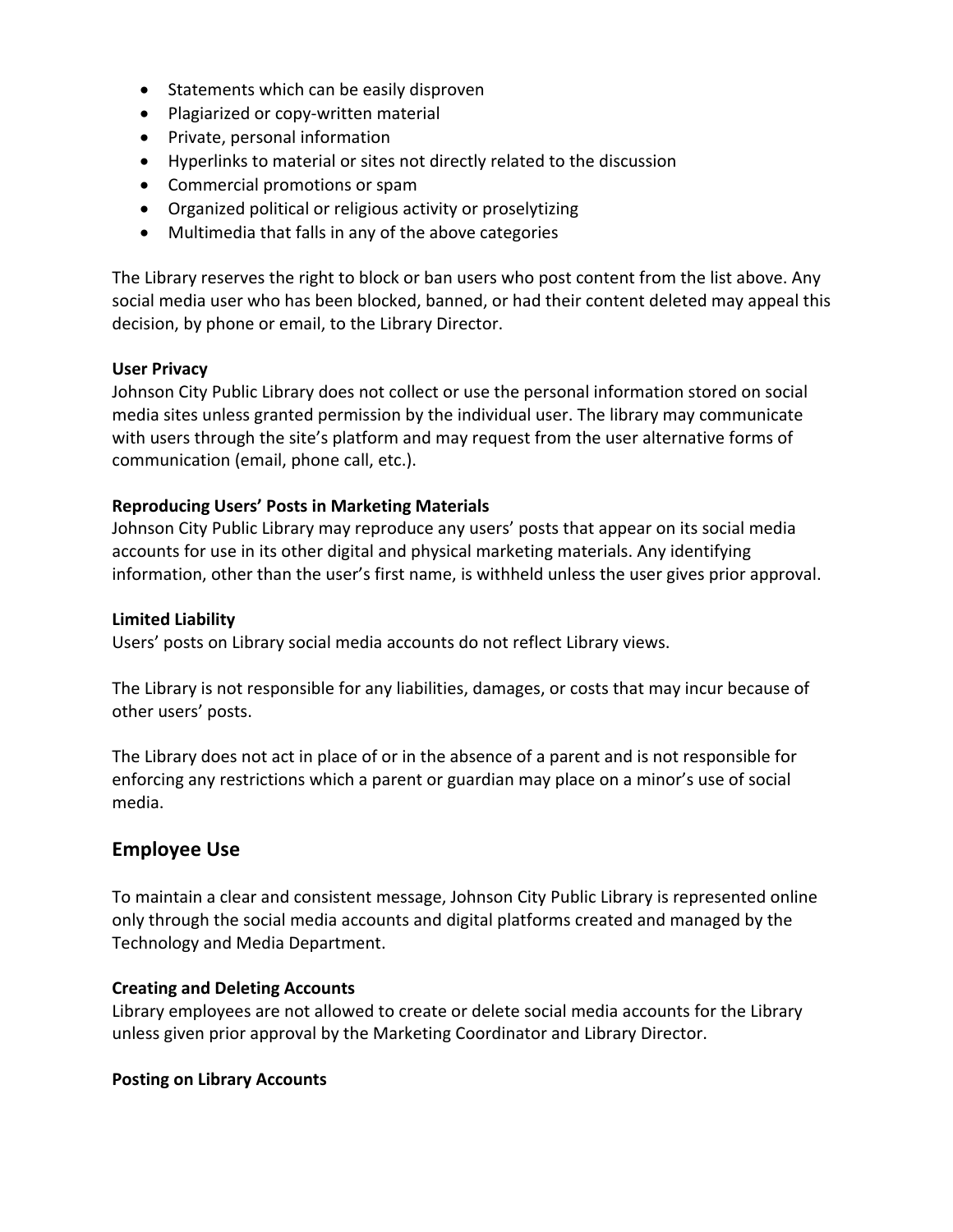- Statements which can be easily disproven
- Plagiarized or copy-written material
- Private, personal information
- Hyperlinks to material or sites not directly related to the discussion
- Commercial promotions or spam
- Organized political or religious activity or proselytizing
- Multimedia that falls in any of the above categories

The Library reserves the right to block or ban users who post content from the list above. Any social media user who has been blocked, banned, or had their content deleted may appeal this decision, by phone or email, to the Library Director.

**User Privacy**
Johnson City Public Library does not collect or use the personal information stored on social media sites unless granted permission by the individual user. The library may communicate with users through the site's platform and may request from the user alternative forms of communication (email, phone call, etc.).

**Reproducing Users' Posts in Marketing Materials**
Johnson City Public Library may reproduce any users' posts that appear on its social media accounts for use in its other digital and physical marketing materials. Any identifying information, other than the user's first name, is withheld unless the user gives prior approval.

**Limited Liability**
Users' posts on Library social media accounts do not reflect Library views.

The Library is not responsible for any liabilities, damages, or costs that may incur because of other users' posts.

The Library does not act in place of or in the absence of a parent and is not responsible for enforcing any restrictions which a parent or guardian may place on a minor's use of social media.

## Employee Use

To maintain a clear and consistent message, Johnson City Public Library is represented online only through the social media accounts and digital platforms created and managed by the Technology and Media Department.

**Creating and Deleting Accounts**
Library employees are not allowed to create or delete social media accounts for the Library unless given prior approval by the Marketing Coordinator and Library Director.

**Posting on Library Accounts**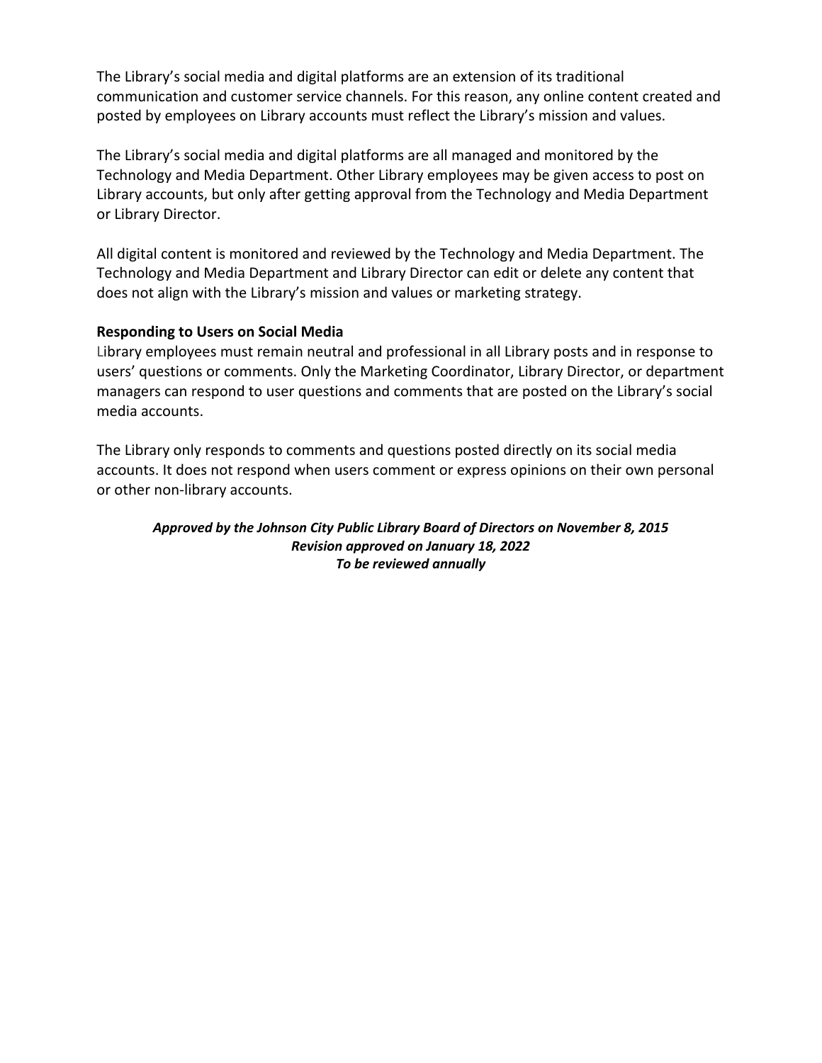The Library's social media and digital platforms are an extension of its traditional communication and customer service channels. For this reason, any online content created and posted by employees on Library accounts must reflect the Library's mission and values.

The Library's social media and digital platforms are all managed and monitored by the Technology and Media Department. Other Library employees may be given access to post on Library accounts, but only after getting approval from the Technology and Media Department or Library Director.

All digital content is monitored and reviewed by the Technology and Media Department. The Technology and Media Department and Library Director can edit or delete any content that does not align with the Library's mission and values or marketing strategy.

**Responding to Users on Social Media**

Library employees must remain neutral and professional in all Library posts and in response to users' questions or comments. Only the Marketing Coordinator, Library Director, or department managers can respond to user questions and comments that are posted on the Library's social media accounts.

The Library only responds to comments and questions posted directly on its social media accounts. It does not respond when users comment or express opinions on their own personal or other non-library accounts.

***Approved by the Johnson City Public Library Board of Directors on November 8, 2015***
***Revision approved on January 18, 2022***
***To be reviewed annually***